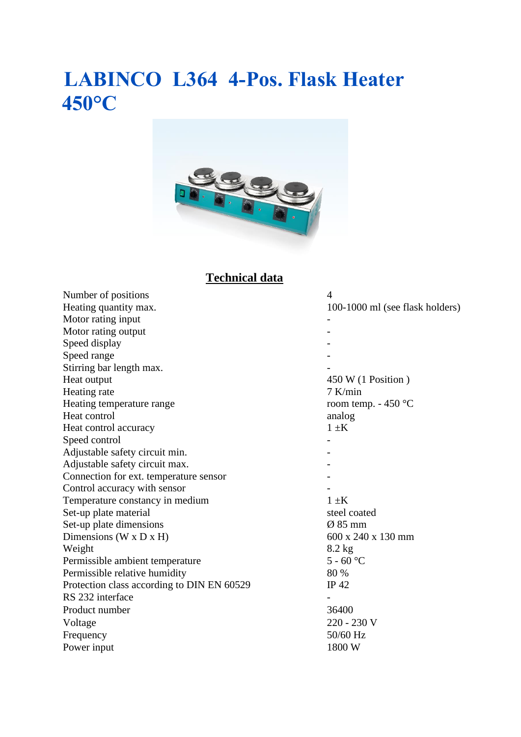# LABINCO L364 4-Pos. Flask Heater 450°C

## Technical data

| | |
|---|---|
| Number of positions | 4 |
| Heating quantity max. | 100-1000 ml (see flask holders) |
| Motor rating input | - |
| Motor rating output | - |
| Speed display | - |
| Speed range | - |
| Stirring bar length max. | - |
| Heat output | 450 W (1 Position ) |
| Heating rate | 7 K/min |
| Heating temperature range | room temp. - 450 °C |
| Heat control | analog |
| Heat control accuracy | 1 ±K |
| Speed control | - |
| Adjustable safety circuit min. | - |
| Adjustable safety circuit max. | - |
| Connection for ext. temperature sensor | - |
| Control accuracy with sensor | - |
| Temperature constancy in medium | 1 ±K |
| Set-up plate material | steel coated |
| Set-up plate dimensions | Ø 85 mm |
| Dimensions (W x D x H) | 600 x 240 x 130 mm |
| Weight | 8.2 kg |
| Permissible ambient temperature | 5 - 60 °C |
| Permissible relative humidity | 80 % |
| Protection class according to DIN EN 60529 | IP 42 |
| RS 232 interface | - |
| Product number | 36400 |
| Voltage | 220 - 230 V |
| Frequency | 50/60 Hz |
| Power input | 1800 W |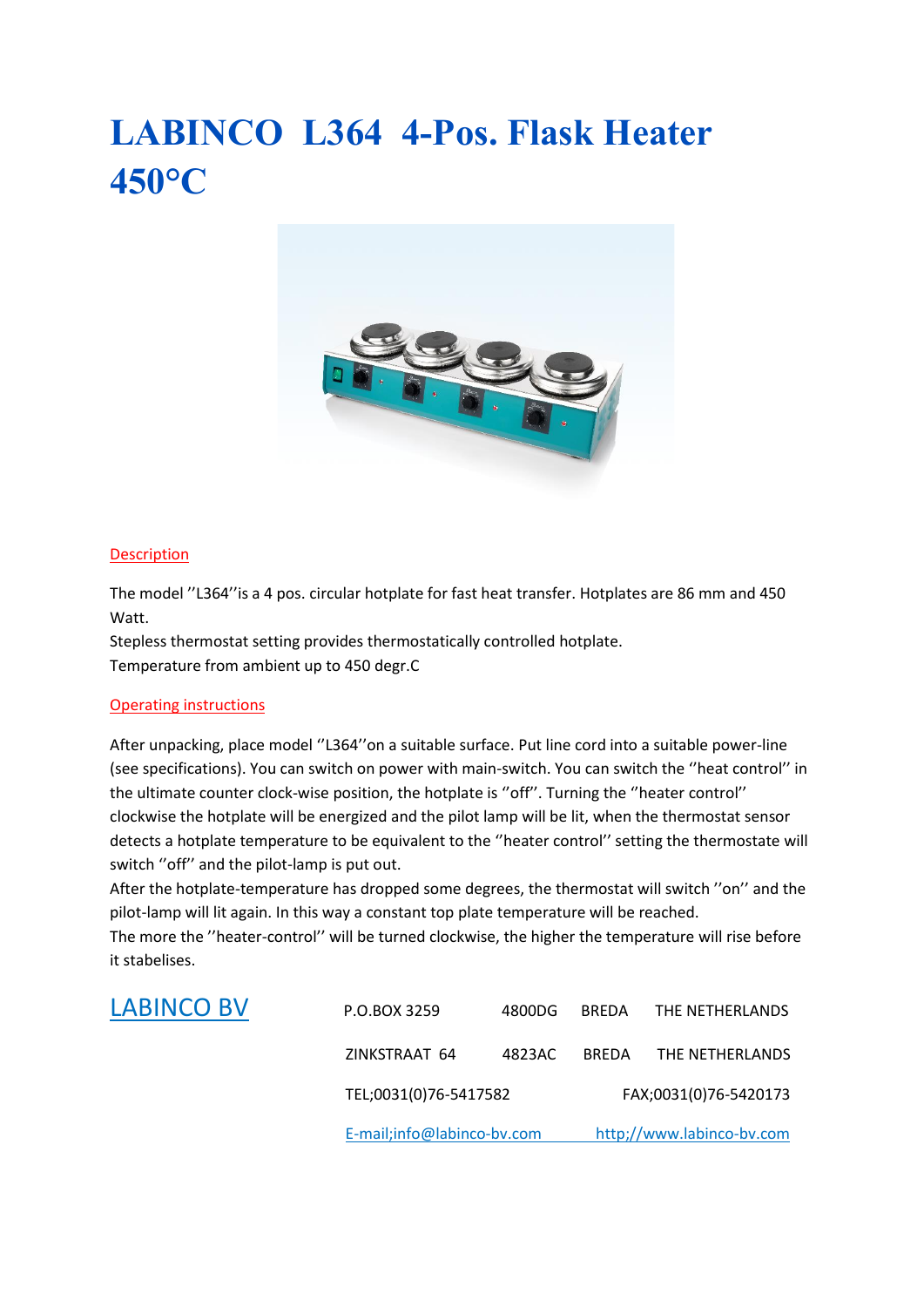# LABINCO L364 4-Pos. Flask Heater 450°C

Description

The model ''L364''is a 4 pos. circular hotplate for fast heat transfer. Hotplates are 86 mm and 450 Watt.
Stepless thermostat setting provides thermostatically controlled hotplate.
Temperature from ambient up to 450 degr.C

Operating instructions

After unpacking, place model ''L364''on a suitable surface. Put line cord into a suitable power-line (see specifications). You can switch on power with main-switch. You can switch the ''heat control'' in the ultimate counter clock-wise position, the hotplate is ''off''. Turning the ''heater control'' clockwise the hotplate will be energized and the pilot lamp will be lit, when the thermostat sensor detects a hotplate temperature to be equivalent to the ''heater control'' setting the thermostat will switch ''off'' and the pilot-lamp is put out.
After the hotplate-temperature has dropped some degrees, the thermostat will switch ''on'' and the pilot-lamp will lit again. In this way a constant top plate temperature will be reached.
The more the ''heater-control'' will be turned clockwise, the higher the temperature will rise before it stabelises.

LABINCO BV

P.O.BOX 3259 4800DG BREDA THE NETHERLANDS

ZINKSTRAAT 64 4823AC BREDA THE NETHERLANDS

TEL;0031(0)76-5417582 FAX;0031(0)76-5420173

E-mail;info@labinco-bv.com http;//www.labinco-bv.com